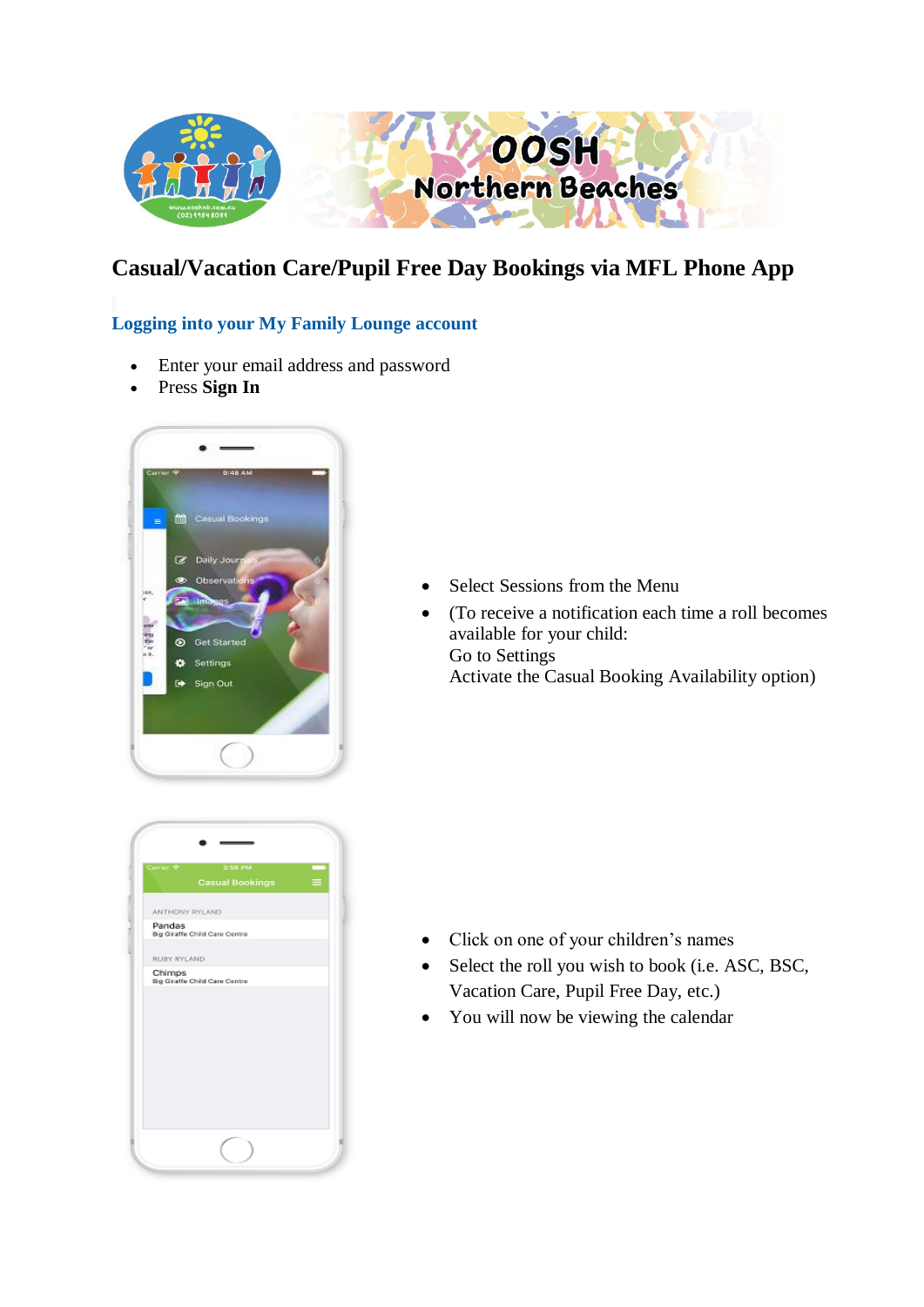# Casual/Vacation Care/Pupil Free Day Bookings via MFL Phone App

## Logging into your My Family Lounge account

- Enter your email address and password
- Press **Sign In**

- Select Sessions from the Menu
- (To receive a notification each time a roll becomes available for your child:
  Go to Settings
  Activate the Casual Booking Availability option)

- Click on one of your children's names
- Select the roll you wish to book (i.e. ASC, BSC, Vacation Care, Pupil Free Day, etc.)
- You will now be viewing the calendar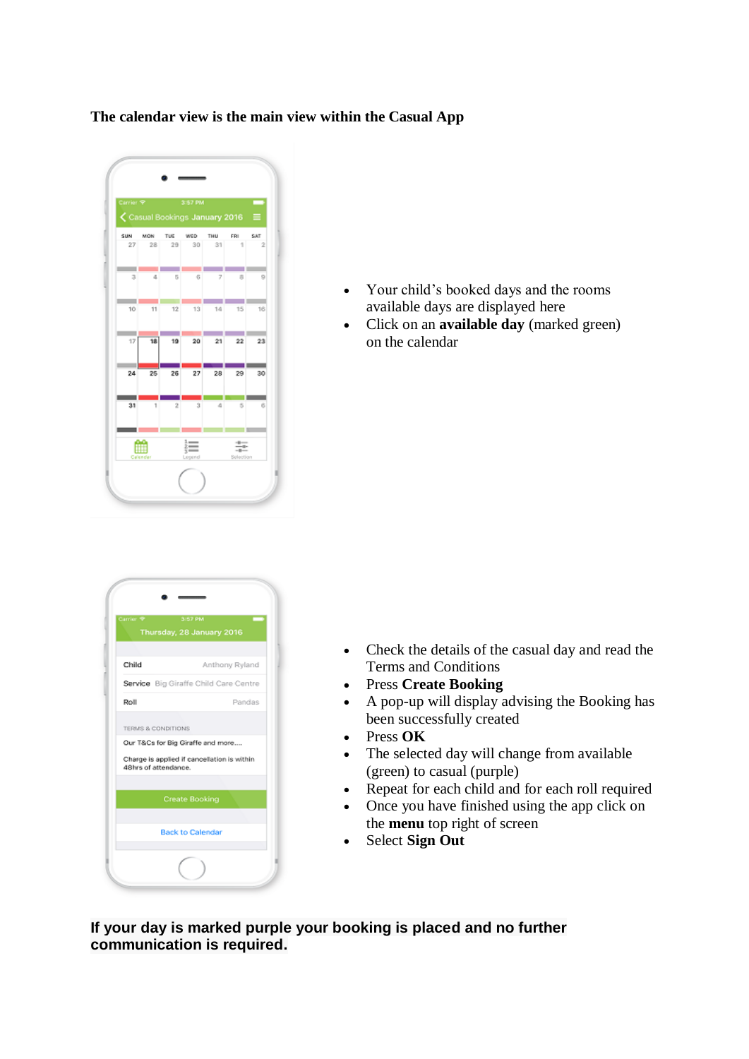**The calendar view is the main view within the Casual App**

- Your child's booked days and the rooms available days are displayed here
- Click on an **available day** (marked green) on the calendar

- Check the details of the casual day and read the Terms and Conditions
- Press **Create Booking**
- A pop-up will display advising the Booking has been successfully created
- Press **OK**
- The selected day will change from available (green) to casual (purple)
- Repeat for each child and for each roll required
- Once you have finished using the app click on the **menu** top right of screen
- Select **Sign Out**

**If your day is marked purple your booking is placed and no further communication is required.**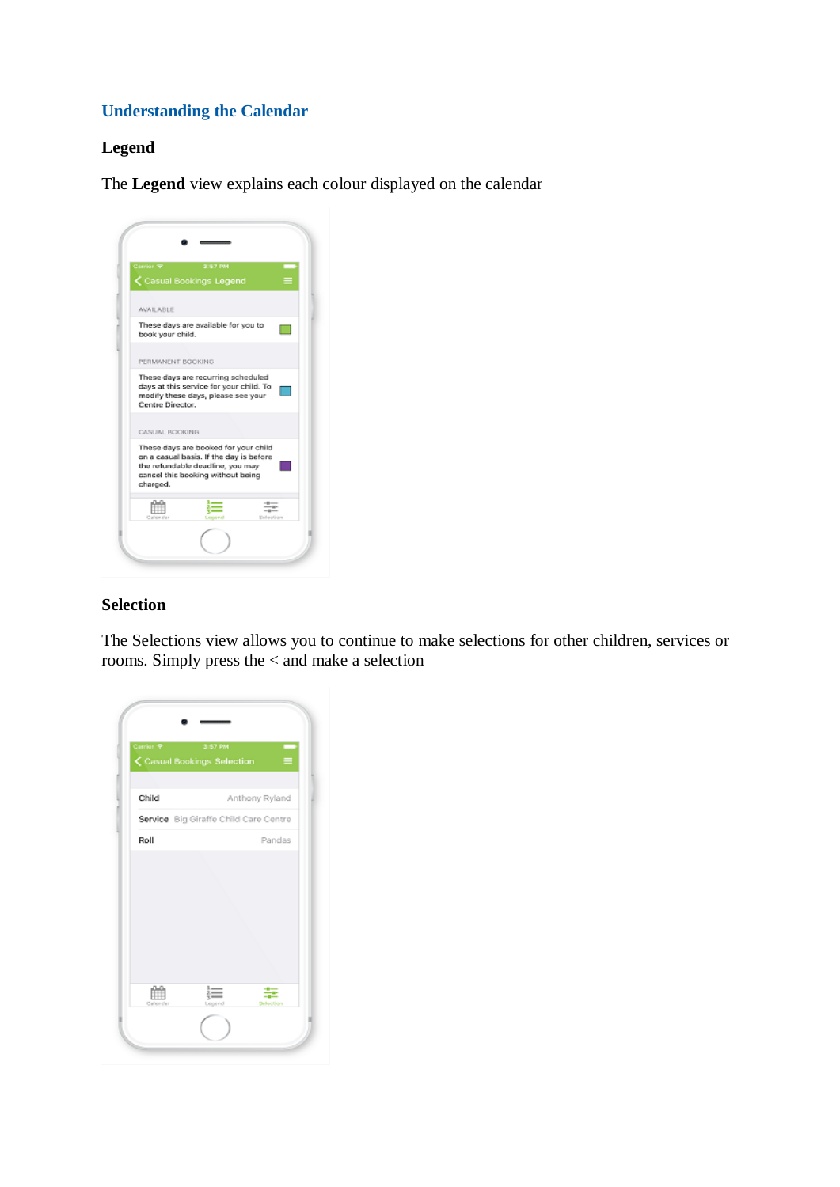## Understanding the Calendar

### Legend

The **Legend** view explains each colour displayed on the calendar

Carrier 3:57 PM

Casual Bookings Legend

AVAILABLE

These days are available for you to book your child.

PERMANENT BOOKING

These days are recurring scheduled days at this service for your child. To modify these days, please see your Centre Director.

CASUAL BOOKING

These days are booked for your child on a casual basis. If the day is before the refundable deadline, you may cancel this booking without being charged.

Calendar Legend Selection

### Selection

The Selections view allows you to continue to make selections for other children, services or rooms. Simply press the < and make a selection

Carrier 3:57 PM

Casual Bookings Selection

Child Anthony Ryland

Service Big Giraffe Child Care Centre

Roll Pandas

Calendar Legend Selection